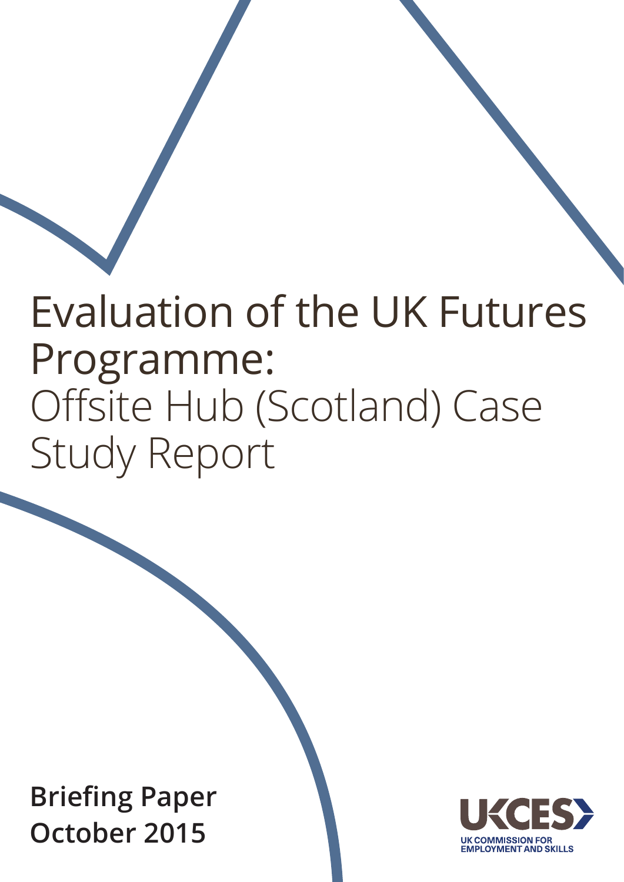# Evaluation of the UK Futures Programme: Offsite Hub (Scotland) Case Study Report

**Briefing Paper**
**October 2015**

UKCES
UK COMMISSION FOR EMPLOYMENT AND SKILLS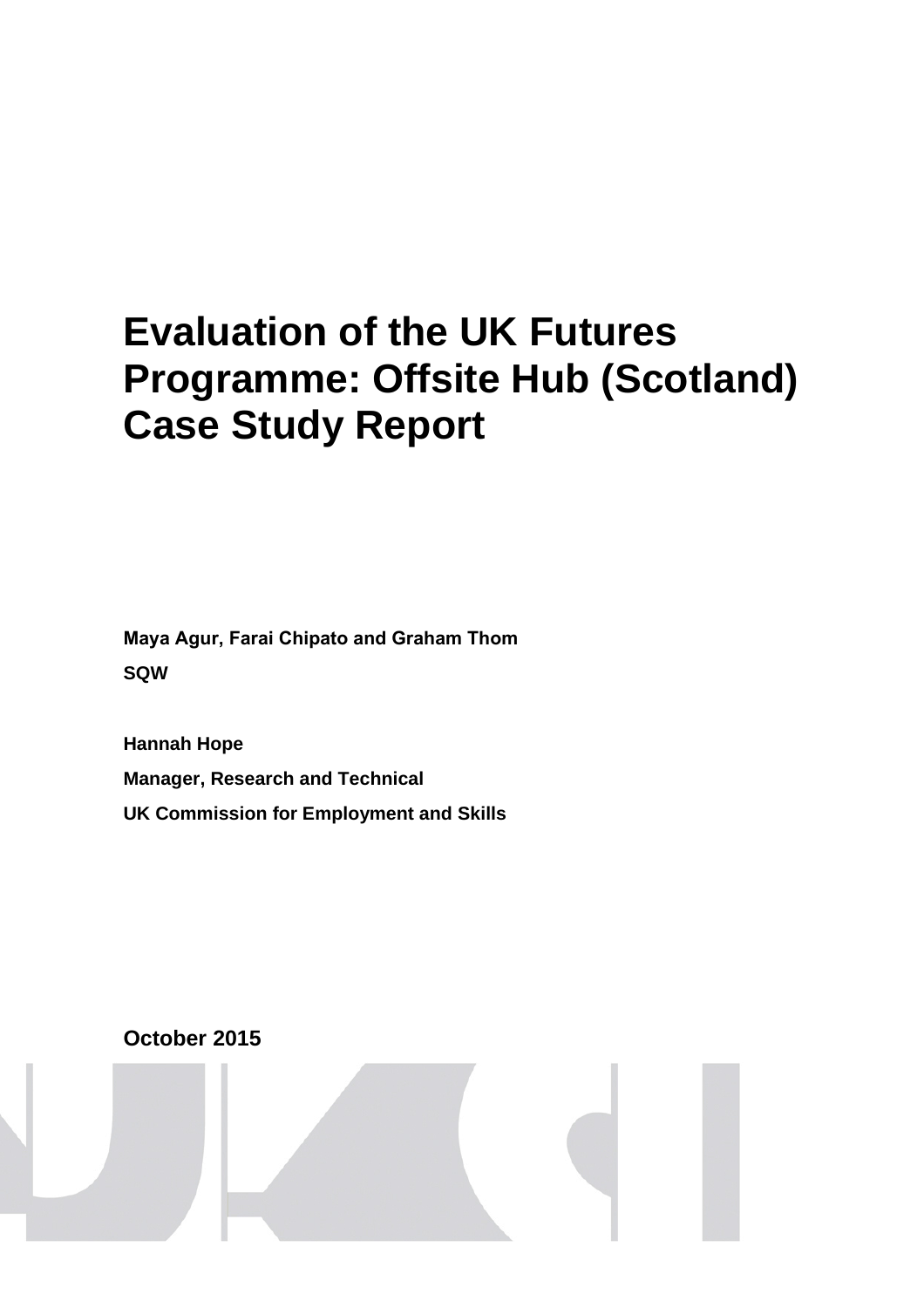# Evaluation of the UK Futures Programme: Offsite Hub (Scotland) Case Study Report

**Maya Agur, Farai Chipato and Graham Thom**

**SQW**

**Hannah Hope**

**Manager, Research and Technical**

**UK Commission for Employment and Skills**

**October 2015**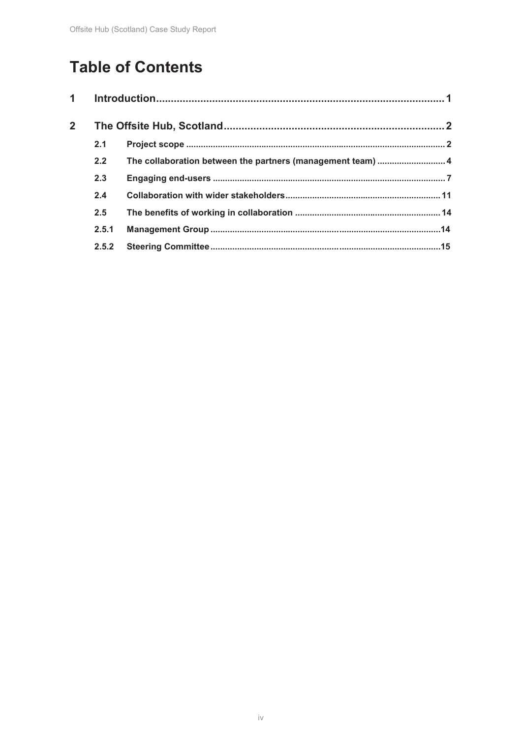# Table of Contents

1 Introduction ... 1

2 The Offsite Hub, Scotland ... 2

- 2.1 Project scope ... 2
- 2.2 The collaboration between the partners (management team) ... 4
- 2.3 Engaging end-users ... 7
- 2.4 Collaboration with wider stakeholders ... 11
- 2.5 The benefits of working in collaboration ... 14
- 2.5.1 Management Group ... 14
- 2.5.2 Steering Committee ... 15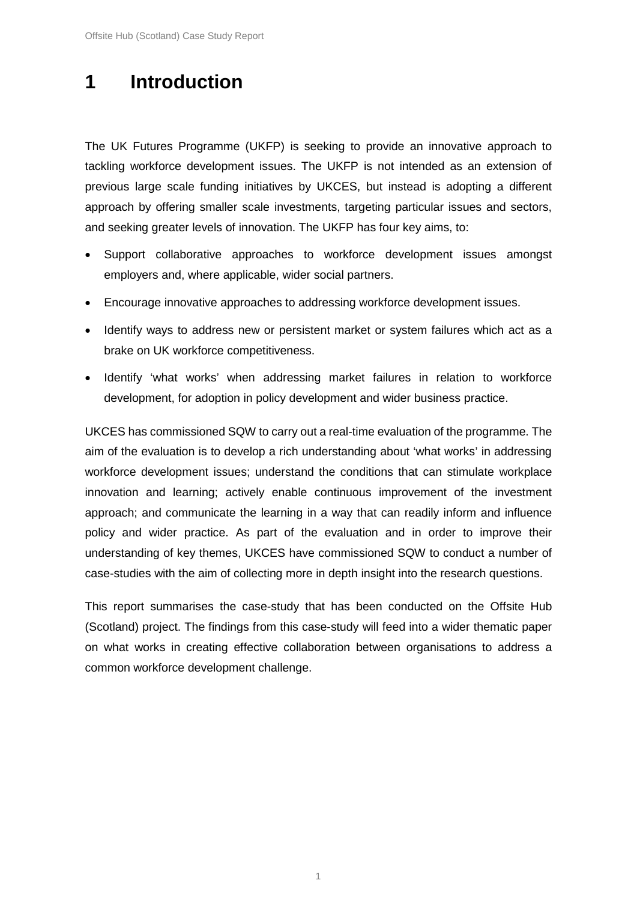# 1 Introduction

The UK Futures Programme (UKFP) is seeking to provide an innovative approach to tackling workforce development issues. The UKFP is not intended as an extension of previous large scale funding initiatives by UKCES, but instead is adopting a different approach by offering smaller scale investments, targeting particular issues and sectors, and seeking greater levels of innovation. The UKFP has four key aims, to:

- Support collaborative approaches to workforce development issues amongst employers and, where applicable, wider social partners.
- Encourage innovative approaches to addressing workforce development issues.
- Identify ways to address new or persistent market or system failures which act as a brake on UK workforce competitiveness.
- Identify 'what works' when addressing market failures in relation to workforce development, for adoption in policy development and wider business practice.

UKCES has commissioned SQW to carry out a real-time evaluation of the programme. The aim of the evaluation is to develop a rich understanding about 'what works' in addressing workforce development issues; understand the conditions that can stimulate workplace innovation and learning; actively enable continuous improvement of the investment approach; and communicate the learning in a way that can readily inform and influence policy and wider practice. As part of the evaluation and in order to improve their understanding of key themes, UKCES have commissioned SQW to conduct a number of case-studies with the aim of collecting more in depth insight into the research questions.

This report summarises the case-study that has been conducted on the Offsite Hub (Scotland) project. The findings from this case-study will feed into a wider thematic paper on what works in creating effective collaboration between organisations to address a common workforce development challenge.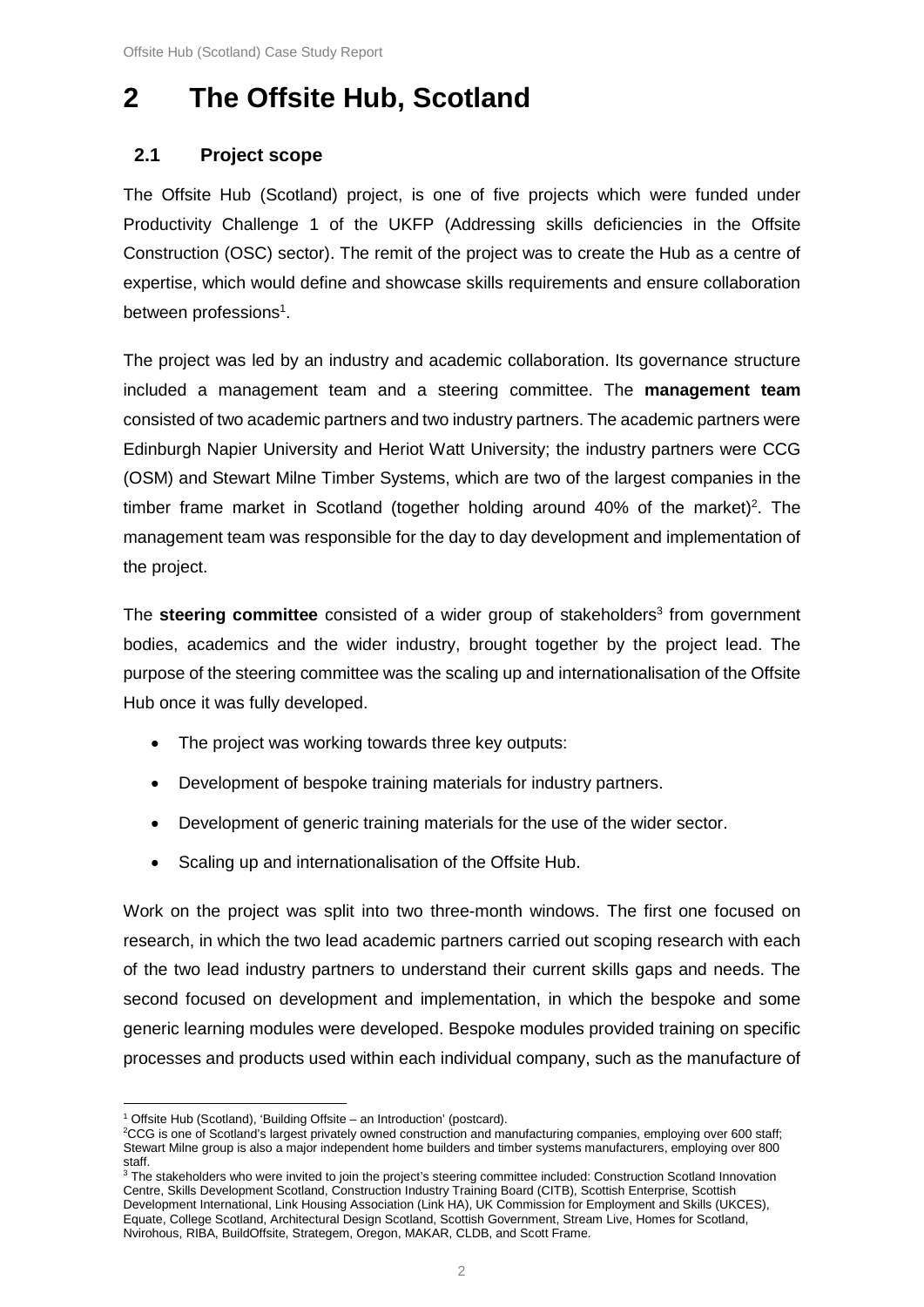# 2 The Offsite Hub, Scotland

## 2.1 Project scope

The Offsite Hub (Scotland) project, is one of five projects which were funded under Productivity Challenge 1 of the UKFP (Addressing skills deficiencies in the Offsite Construction (OSC) sector). The remit of the project was to create the Hub as a centre of expertise, which would define and showcase skills requirements and ensure collaboration between professions[1].

The project was led by an industry and academic collaboration. Its governance structure included a management team and a steering committee. The **management team** consisted of two academic partners and two industry partners. The academic partners were Edinburgh Napier University and Heriot Watt University; the industry partners were CCG (OSM) and Stewart Milne Timber Systems, which are two of the largest companies in the timber frame market in Scotland (together holding around 40% of the market)[2]. The management team was responsible for the day to day development and implementation of the project.

The **steering committee** consisted of a wider group of stakeholders[3] from government bodies, academics and the wider industry, brought together by the project lead. The purpose of the steering committee was the scaling up and internationalisation of the Offsite Hub once it was fully developed.

- The project was working towards three key outputs:
- Development of bespoke training materials for industry partners.
- Development of generic training materials for the use of the wider sector.
- Scaling up and internationalisation of the Offsite Hub.

Work on the project was split into two three-month windows. The first one focused on research, in which the two lead academic partners carried out scoping research with each of the two lead industry partners to understand their current skills gaps and needs. The second focused on development and implementation, in which the bespoke and some generic learning modules were developed. Bespoke modules provided training on specific processes and products used within each individual company, such as the manufacture of

---

[1] Offsite Hub (Scotland), 'Building Offsite – an Introduction' (postcard).

[2] CCG is one of Scotland's largest privately owned construction and manufacturing companies, employing over 600 staff; Stewart Milne group is also a major independent home builders and timber systems manufacturers, employing over 800 staff.

[3] The stakeholders who were invited to join the project's steering committee included: Construction Scotland Innovation Centre, Skills Development Scotland, Construction Industry Training Board (CITB), Scottish Enterprise, Scottish Development International, Link Housing Association (Link HA), UK Commission for Employment and Skills (UKCES), Equate, College Scotland, Architectural Design Scotland, Scottish Government, Stream Live, Homes for Scotland, Nvirohous, RIBA, BuildOffsite, Strategem, Oregon, MAKAR, CLDB, and Scott Frame.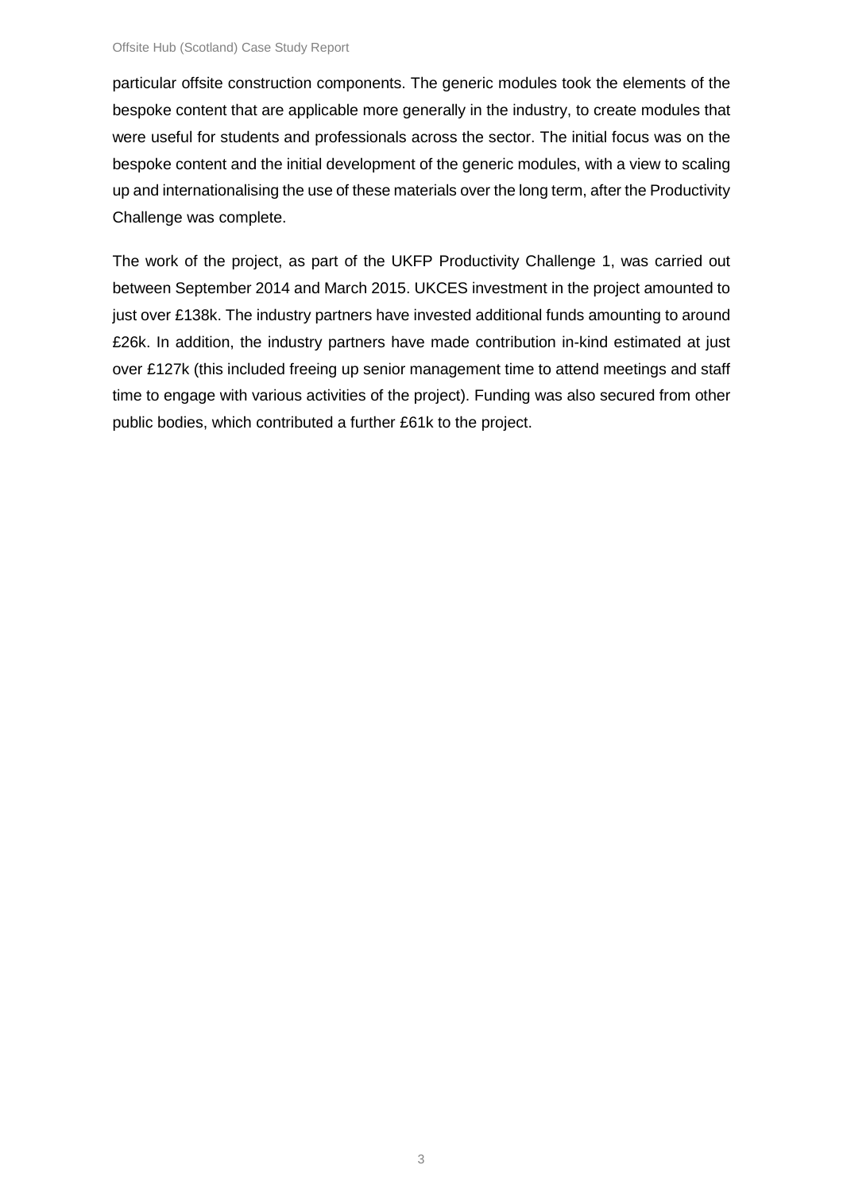particular offsite construction components. The generic modules took the elements of the bespoke content that are applicable more generally in the industry, to create modules that were useful for students and professionals across the sector. The initial focus was on the bespoke content and the initial development of the generic modules, with a view to scaling up and internationalising the use of these materials over the long term, after the Productivity Challenge was complete.

The work of the project, as part of the UKFP Productivity Challenge 1, was carried out between September 2014 and March 2015. UKCES investment in the project amounted to just over £138k. The industry partners have invested additional funds amounting to around £26k. In addition, the industry partners have made contribution in-kind estimated at just over £127k (this included freeing up senior management time to attend meetings and staff time to engage with various activities of the project). Funding was also secured from other public bodies, which contributed a further £61k to the project.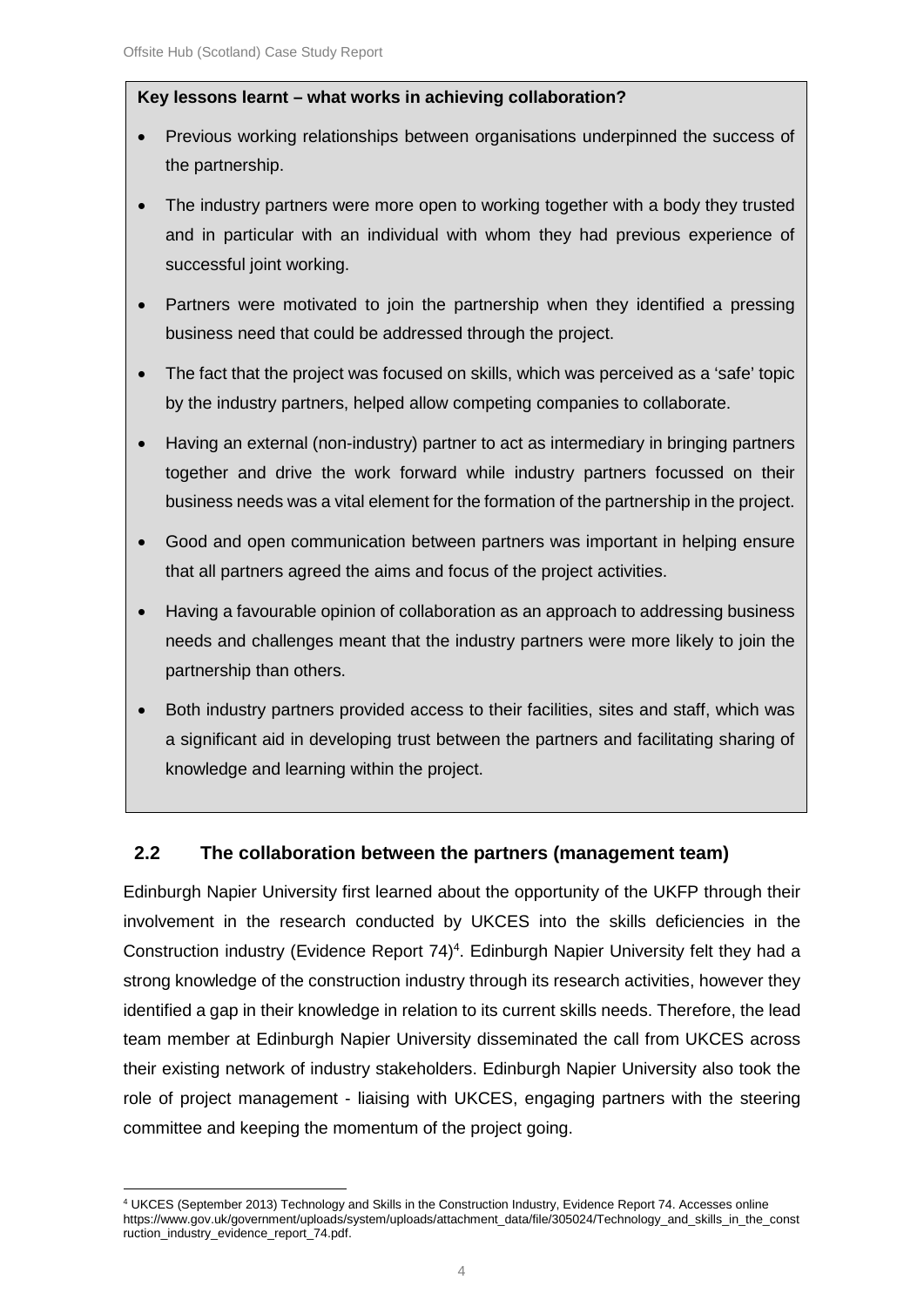**Key lessons learnt – what works in achieving collaboration?**

- Previous working relationships between organisations underpinned the success of the partnership.
- The industry partners were more open to working together with a body they trusted and in particular with an individual with whom they had previous experience of successful joint working.
- Partners were motivated to join the partnership when they identified a pressing business need that could be addressed through the project.
- The fact that the project was focused on skills, which was perceived as a 'safe' topic by the industry partners, helped allow competing companies to collaborate.
- Having an external (non-industry) partner to act as intermediary in bringing partners together and drive the work forward while industry partners focussed on their business needs was a vital element for the formation of the partnership in the project.
- Good and open communication between partners was important in helping ensure that all partners agreed the aims and focus of the project activities.
- Having a favourable opinion of collaboration as an approach to addressing business needs and challenges meant that the industry partners were more likely to join the partnership than others.
- Both industry partners provided access to their facilities, sites and staff, which was a significant aid in developing trust between the partners and facilitating sharing of knowledge and learning within the project.

## 2.2 The collaboration between the partners (management team)

Edinburgh Napier University first learned about the opportunity of the UKFP through their involvement in the research conducted by UKCES into the skills deficiencies in the Construction industry (Evidence Report 74)[4]. Edinburgh Napier University felt they had a strong knowledge of the construction industry through its research activities, however they identified a gap in their knowledge in relation to its current skills needs. Therefore, the lead team member at Edinburgh Napier University disseminated the call from UKCES across their existing network of industry stakeholders. Edinburgh Napier University also took the role of project management - liaising with UKCES, engaging partners with the steering committee and keeping the momentum of the project going.

[4] UKCES (September 2013) Technology and Skills in the Construction Industry, Evidence Report 74. Accesses online https://www.gov.uk/government/uploads/system/uploads/attachment_data/file/305024/Technology_and_skills_in_the_construction_industry_evidence_report_74.pdf.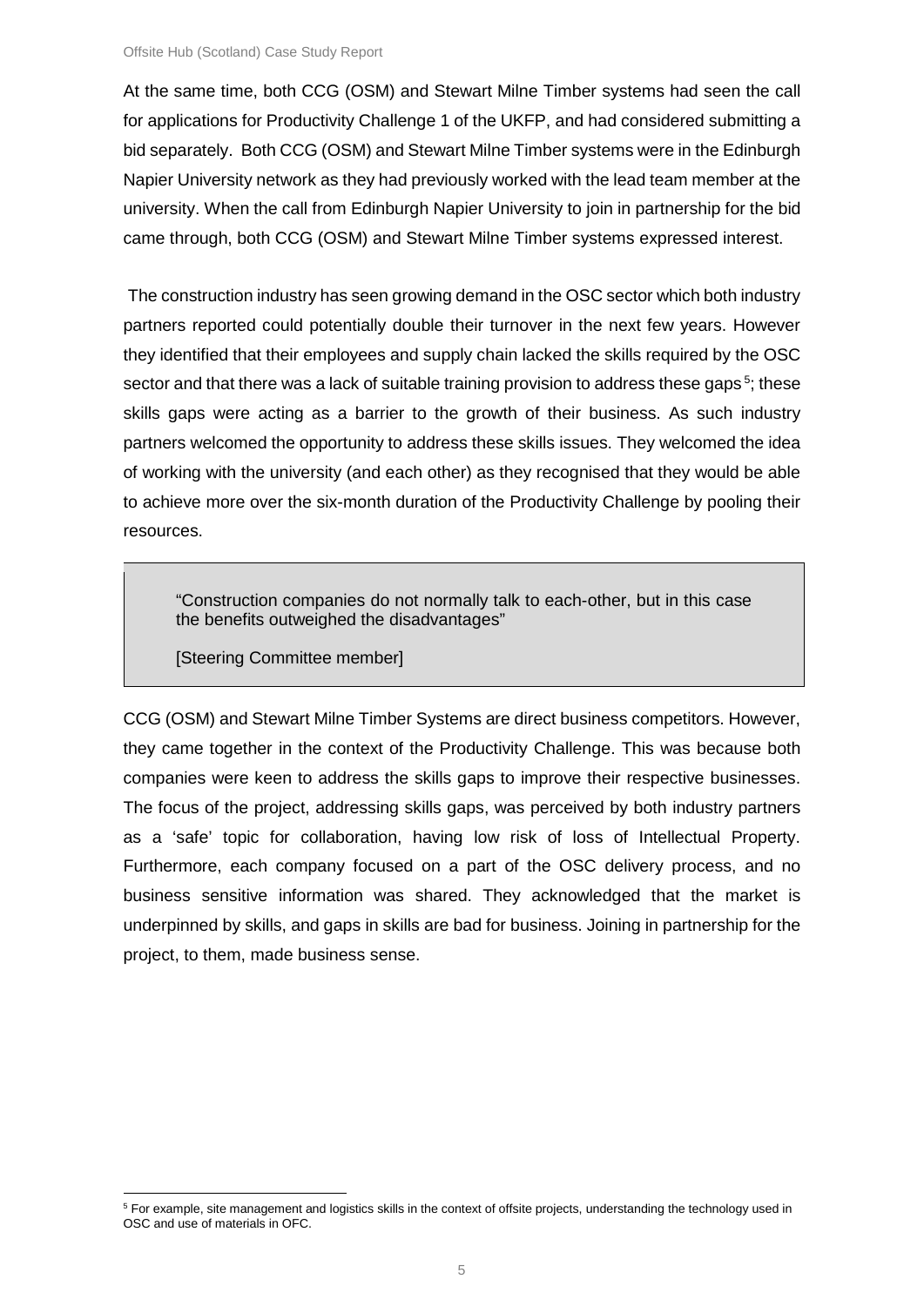At the same time, both CCG (OSM) and Stewart Milne Timber systems had seen the call for applications for Productivity Challenge 1 of the UKFP, and had considered submitting a bid separately. Both CCG (OSM) and Stewart Milne Timber systems were in the Edinburgh Napier University network as they had previously worked with the lead team member at the university. When the call from Edinburgh Napier University to join in partnership for the bid came through, both CCG (OSM) and Stewart Milne Timber systems expressed interest.

The construction industry has seen growing demand in the OSC sector which both industry partners reported could potentially double their turnover in the next few years. However they identified that their employees and supply chain lacked the skills required by the OSC sector and that there was a lack of suitable training provision to address these gaps[5]; these skills gaps were acting as a barrier to the growth of their business. As such industry partners welcomed the opportunity to address these skills issues. They welcomed the idea of working with the university (and each other) as they recognised that they would be able to achieve more over the six-month duration of the Productivity Challenge by pooling their resources.

> "Construction companies do not normally talk to each-other, but in this case the benefits outweighed the disadvantages"
>
> [Steering Committee member]

CCG (OSM) and Stewart Milne Timber Systems are direct business competitors. However, they came together in the context of the Productivity Challenge. This was because both companies were keen to address the skills gaps to improve their respective businesses. The focus of the project, addressing skills gaps, was perceived by both industry partners as a 'safe' topic for collaboration, having low risk of loss of Intellectual Property. Furthermore, each company focused on a part of the OSC delivery process, and no business sensitive information was shared. They acknowledged that the market is underpinned by skills, and gaps in skills are bad for business. Joining in partnership for the project, to them, made business sense.

[5] For example, site management and logistics skills in the context of offsite projects, understanding the technology used in OSC and use of materials in OFC.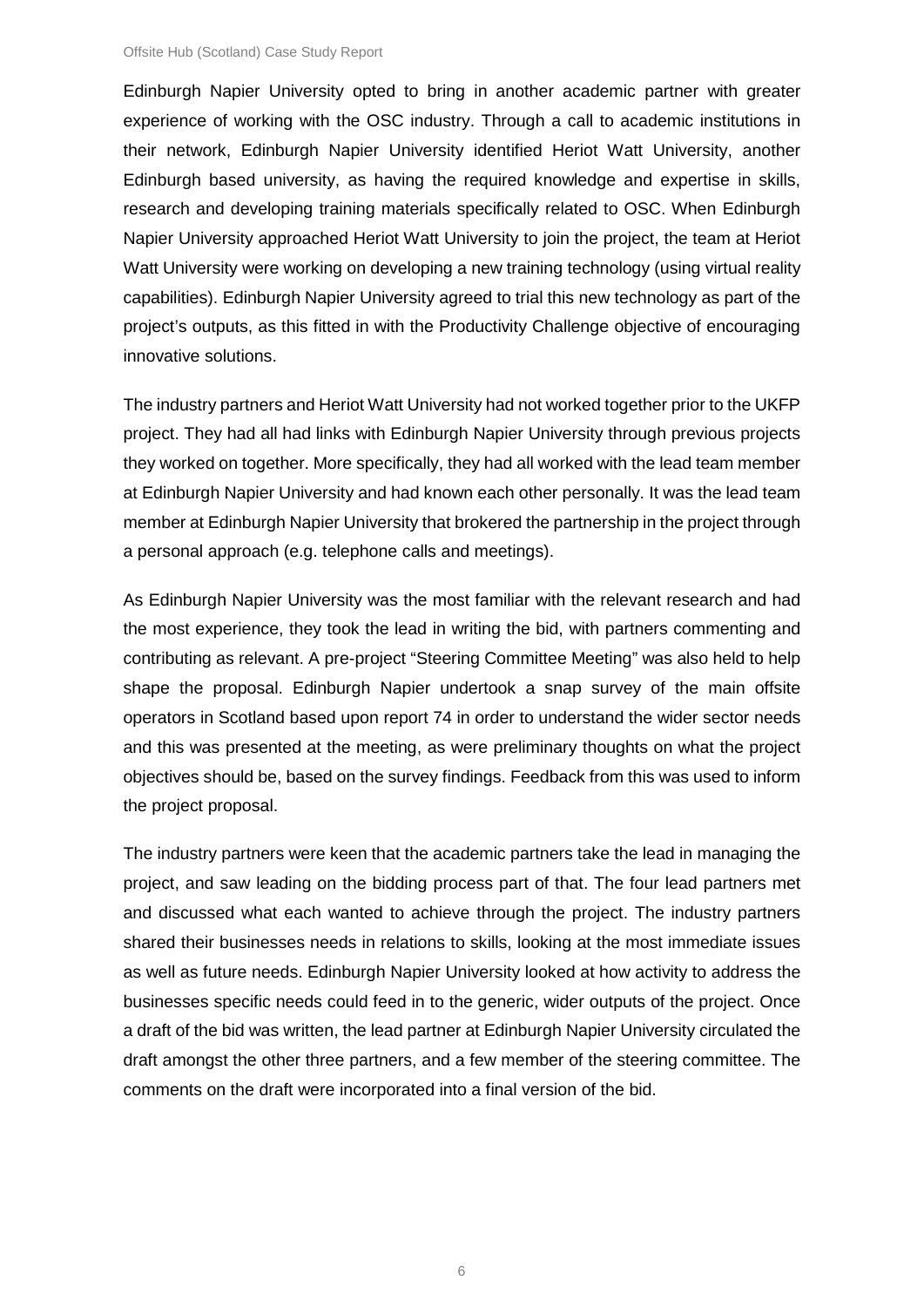Edinburgh Napier University opted to bring in another academic partner with greater experience of working with the OSC industry. Through a call to academic institutions in their network, Edinburgh Napier University identified Heriot Watt University, another Edinburgh based university, as having the required knowledge and expertise in skills, research and developing training materials specifically related to OSC. When Edinburgh Napier University approached Heriot Watt University to join the project, the team at Heriot Watt University were working on developing a new training technology (using virtual reality capabilities). Edinburgh Napier University agreed to trial this new technology as part of the project's outputs, as this fitted in with the Productivity Challenge objective of encouraging innovative solutions.

The industry partners and Heriot Watt University had not worked together prior to the UKFP project. They had all had links with Edinburgh Napier University through previous projects they worked on together. More specifically, they had all worked with the lead team member at Edinburgh Napier University and had known each other personally. It was the lead team member at Edinburgh Napier University that brokered the partnership in the project through a personal approach (e.g. telephone calls and meetings).

As Edinburgh Napier University was the most familiar with the relevant research and had the most experience, they took the lead in writing the bid, with partners commenting and contributing as relevant. A pre-project "Steering Committee Meeting" was also held to help shape the proposal. Edinburgh Napier undertook a snap survey of the main offsite operators in Scotland based upon report 74 in order to understand the wider sector needs and this was presented at the meeting, as were preliminary thoughts on what the project objectives should be, based on the survey findings. Feedback from this was used to inform the project proposal.

The industry partners were keen that the academic partners take the lead in managing the project, and saw leading on the bidding process part of that. The four lead partners met and discussed what each wanted to achieve through the project. The industry partners shared their businesses needs in relations to skills, looking at the most immediate issues as well as future needs. Edinburgh Napier University looked at how activity to address the businesses specific needs could feed in to the generic, wider outputs of the project. Once a draft of the bid was written, the lead partner at Edinburgh Napier University circulated the draft amongst the other three partners, and a few member of the steering committee. The comments on the draft were incorporated into a final version of the bid.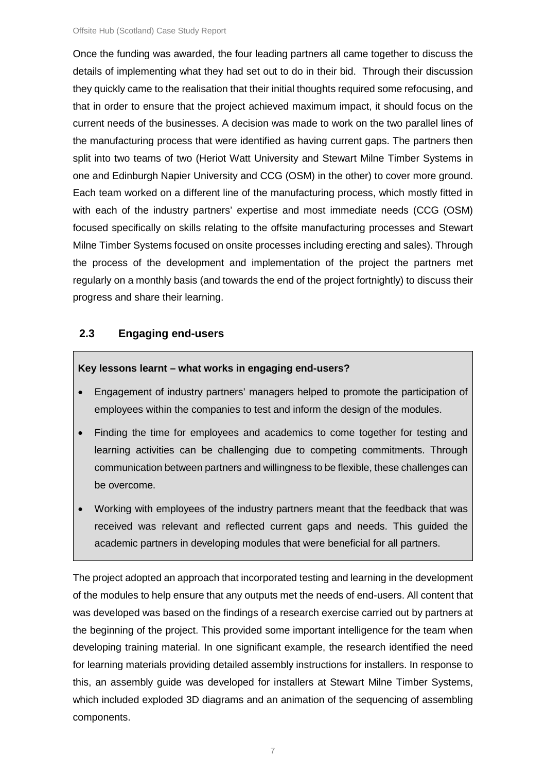Once the funding was awarded, the four leading partners all came together to discuss the details of implementing what they had set out to do in their bid. Through their discussion they quickly came to the realisation that their initial thoughts required some refocusing, and that in order to ensure that the project achieved maximum impact, it should focus on the current needs of the businesses. A decision was made to work on the two parallel lines of the manufacturing process that were identified as having current gaps. The partners then split into two teams of two (Heriot Watt University and Stewart Milne Timber Systems in one and Edinburgh Napier University and CCG (OSM) in the other) to cover more ground. Each team worked on a different line of the manufacturing process, which mostly fitted in with each of the industry partners' expertise and most immediate needs (CCG (OSM) focused specifically on skills relating to the offsite manufacturing processes and Stewart Milne Timber Systems focused on onsite processes including erecting and sales). Through the process of the development and implementation of the project the partners met regularly on a monthly basis (and towards the end of the project fortnightly) to discuss their progress and share their learning.

## 2.3 Engaging end-users

**Key lessons learnt – what works in engaging end-users?**

- Engagement of industry partners' managers helped to promote the participation of employees within the companies to test and inform the design of the modules.
- Finding the time for employees and academics to come together for testing and learning activities can be challenging due to competing commitments. Through communication between partners and willingness to be flexible, these challenges can be overcome.
- Working with employees of the industry partners meant that the feedback that was received was relevant and reflected current gaps and needs. This guided the academic partners in developing modules that were beneficial for all partners.

The project adopted an approach that incorporated testing and learning in the development of the modules to help ensure that any outputs met the needs of end-users. All content that was developed was based on the findings of a research exercise carried out by partners at the beginning of the project. This provided some important intelligence for the team when developing training material. In one significant example, the research identified the need for learning materials providing detailed assembly instructions for installers. In response to this, an assembly guide was developed for installers at Stewart Milne Timber Systems, which included exploded 3D diagrams and an animation of the sequencing of assembling components.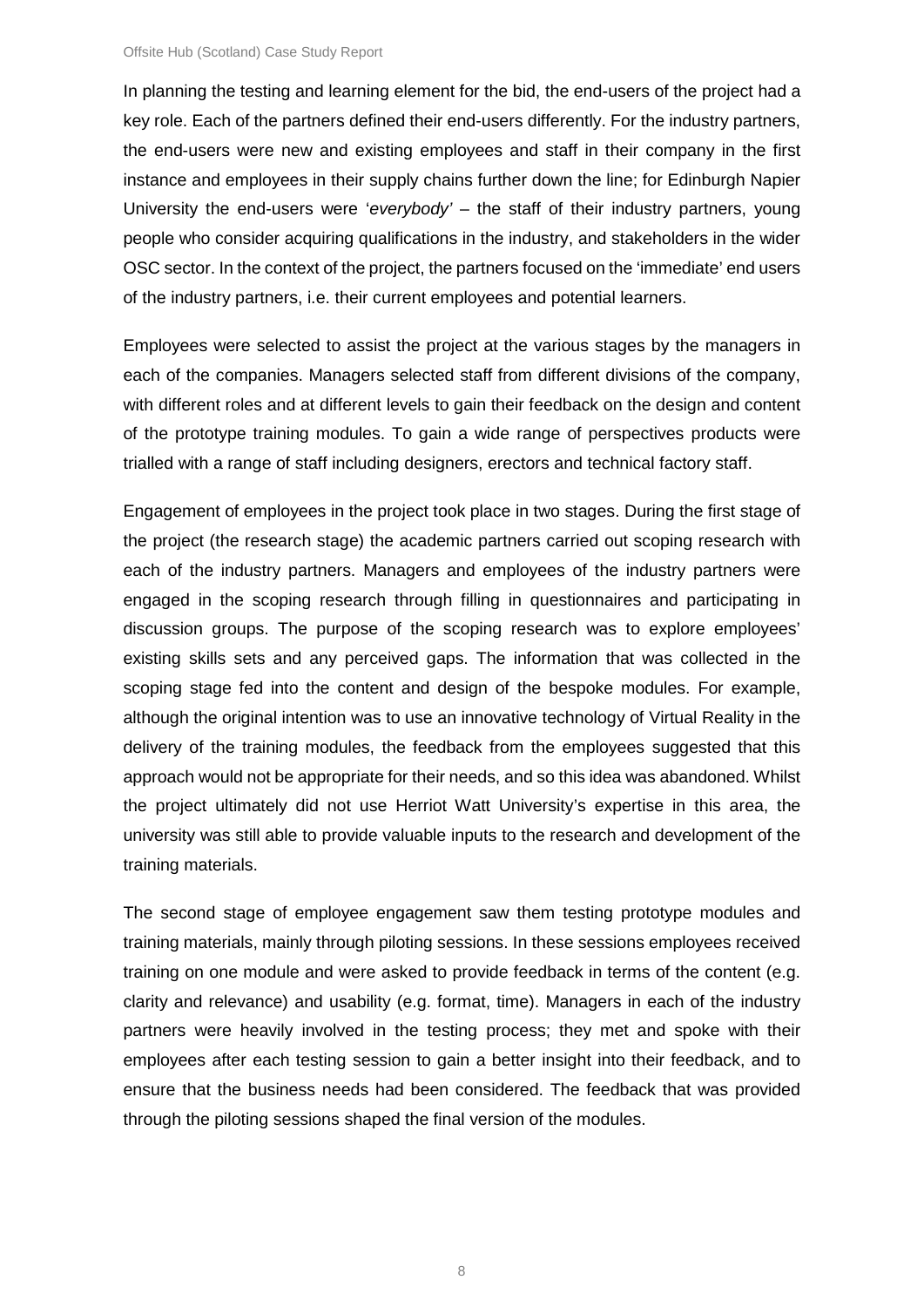In planning the testing and learning element for the bid, the end-users of the project had a key role. Each of the partners defined their end-users differently. For the industry partners, the end-users were new and existing employees and staff in their company in the first instance and employees in their supply chains further down the line; for Edinburgh Napier University the end-users were '*everybody'* – the staff of their industry partners, young people who consider acquiring qualifications in the industry, and stakeholders in the wider OSC sector. In the context of the project, the partners focused on the 'immediate' end users of the industry partners, i.e. their current employees and potential learners.

Employees were selected to assist the project at the various stages by the managers in each of the companies. Managers selected staff from different divisions of the company, with different roles and at different levels to gain their feedback on the design and content of the prototype training modules. To gain a wide range of perspectives products were trialled with a range of staff including designers, erectors and technical factory staff.

Engagement of employees in the project took place in two stages. During the first stage of the project (the research stage) the academic partners carried out scoping research with each of the industry partners. Managers and employees of the industry partners were engaged in the scoping research through filling in questionnaires and participating in discussion groups. The purpose of the scoping research was to explore employees' existing skills sets and any perceived gaps. The information that was collected in the scoping stage fed into the content and design of the bespoke modules. For example, although the original intention was to use an innovative technology of Virtual Reality in the delivery of the training modules, the feedback from the employees suggested that this approach would not be appropriate for their needs, and so this idea was abandoned. Whilst the project ultimately did not use Herriot Watt University's expertise in this area, the university was still able to provide valuable inputs to the research and development of the training materials.

The second stage of employee engagement saw them testing prototype modules and training materials, mainly through piloting sessions. In these sessions employees received training on one module and were asked to provide feedback in terms of the content (e.g. clarity and relevance) and usability (e.g. format, time). Managers in each of the industry partners were heavily involved in the testing process; they met and spoke with their employees after each testing session to gain a better insight into their feedback, and to ensure that the business needs had been considered. The feedback that was provided through the piloting sessions shaped the final version of the modules.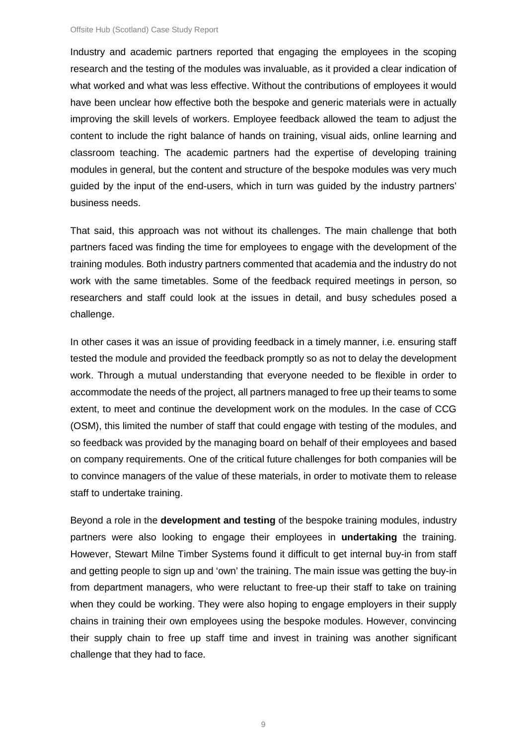Industry and academic partners reported that engaging the employees in the scoping research and the testing of the modules was invaluable, as it provided a clear indication of what worked and what was less effective. Without the contributions of employees it would have been unclear how effective both the bespoke and generic materials were in actually improving the skill levels of workers. Employee feedback allowed the team to adjust the content to include the right balance of hands on training, visual aids, online learning and classroom teaching. The academic partners had the expertise of developing training modules in general, but the content and structure of the bespoke modules was very much guided by the input of the end-users, which in turn was guided by the industry partners' business needs.

That said, this approach was not without its challenges. The main challenge that both partners faced was finding the time for employees to engage with the development of the training modules. Both industry partners commented that academia and the industry do not work with the same timetables. Some of the feedback required meetings in person, so researchers and staff could look at the issues in detail, and busy schedules posed a challenge.

In other cases it was an issue of providing feedback in a timely manner, i.e. ensuring staff tested the module and provided the feedback promptly so as not to delay the development work. Through a mutual understanding that everyone needed to be flexible in order to accommodate the needs of the project, all partners managed to free up their teams to some extent, to meet and continue the development work on the modules. In the case of CCG (OSM), this limited the number of staff that could engage with testing of the modules, and so feedback was provided by the managing board on behalf of their employees and based on company requirements. One of the critical future challenges for both companies will be to convince managers of the value of these materials, in order to motivate them to release staff to undertake training.

Beyond a role in the **development and testing** of the bespoke training modules, industry partners were also looking to engage their employees in **undertaking** the training. However, Stewart Milne Timber Systems found it difficult to get internal buy-in from staff and getting people to sign up and 'own' the training. The main issue was getting the buy-in from department managers, who were reluctant to free-up their staff to take on training when they could be working. They were also hoping to engage employers in their supply chains in training their own employees using the bespoke modules. However, convincing their supply chain to free up staff time and invest in training was another significant challenge that they had to face.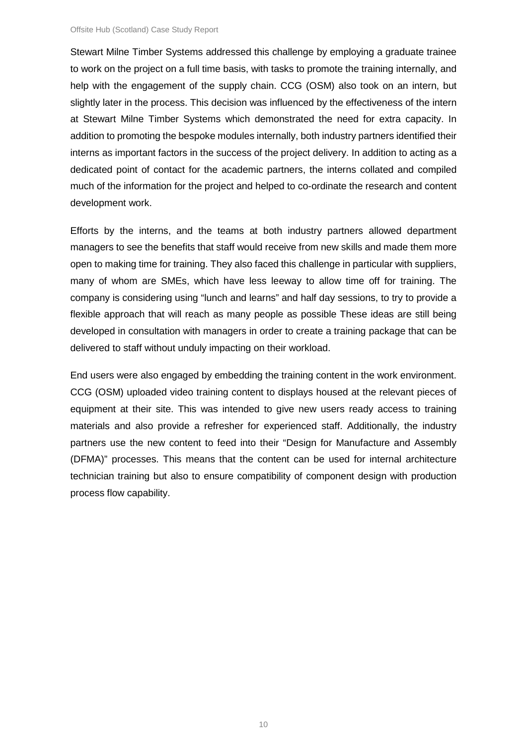Stewart Milne Timber Systems addressed this challenge by employing a graduate trainee to work on the project on a full time basis, with tasks to promote the training internally, and help with the engagement of the supply chain. CCG (OSM) also took on an intern, but slightly later in the process. This decision was influenced by the effectiveness of the intern at Stewart Milne Timber Systems which demonstrated the need for extra capacity. In addition to promoting the bespoke modules internally, both industry partners identified their interns as important factors in the success of the project delivery. In addition to acting as a dedicated point of contact for the academic partners, the interns collated and compiled much of the information for the project and helped to co-ordinate the research and content development work.

Efforts by the interns, and the teams at both industry partners allowed department managers to see the benefits that staff would receive from new skills and made them more open to making time for training. They also faced this challenge in particular with suppliers, many of whom are SMEs, which have less leeway to allow time off for training. The company is considering using "lunch and learns" and half day sessions, to try to provide a flexible approach that will reach as many people as possible These ideas are still being developed in consultation with managers in order to create a training package that can be delivered to staff without unduly impacting on their workload.

End users were also engaged by embedding the training content in the work environment. CCG (OSM) uploaded video training content to displays housed at the relevant pieces of equipment at their site. This was intended to give new users ready access to training materials and also provide a refresher for experienced staff. Additionally, the industry partners use the new content to feed into their "Design for Manufacture and Assembly (DFMA)" processes. This means that the content can be used for internal architecture technician training but also to ensure compatibility of component design with production process flow capability.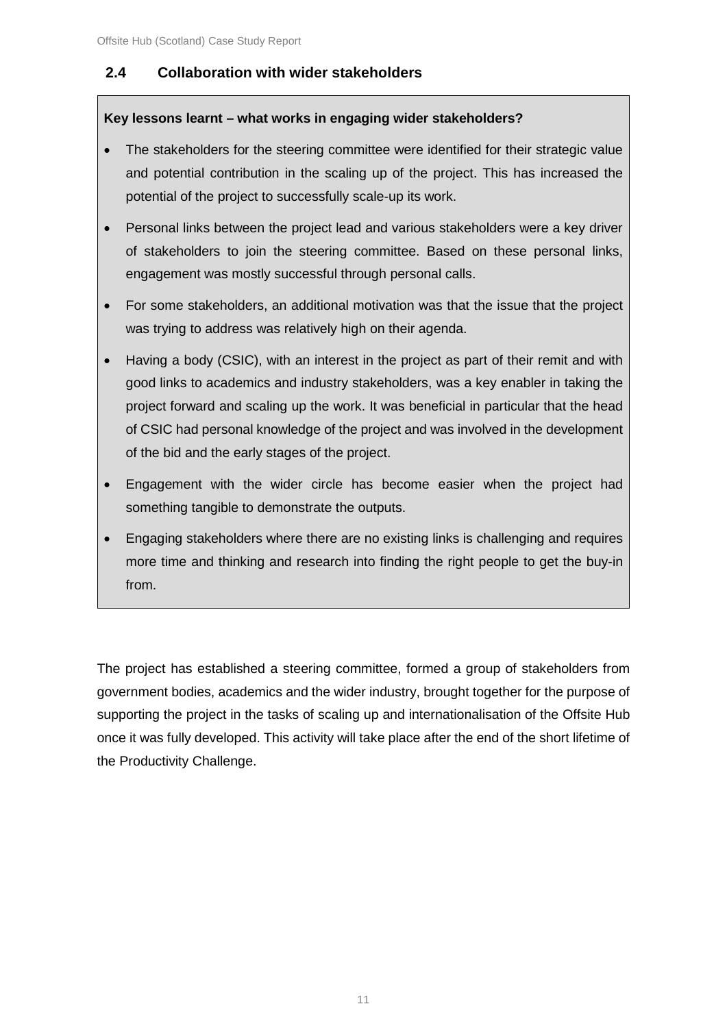## 2.4 Collaboration with wider stakeholders

**Key lessons learnt – what works in engaging wider stakeholders?**

- The stakeholders for the steering committee were identified for their strategic value and potential contribution in the scaling up of the project. This has increased the potential of the project to successfully scale-up its work.
- Personal links between the project lead and various stakeholders were a key driver of stakeholders to join the steering committee. Based on these personal links, engagement was mostly successful through personal calls.
- For some stakeholders, an additional motivation was that the issue that the project was trying to address was relatively high on their agenda.
- Having a body (CSIC), with an interest in the project as part of their remit and with good links to academics and industry stakeholders, was a key enabler in taking the project forward and scaling up the work. It was beneficial in particular that the head of CSIC had personal knowledge of the project and was involved in the development of the bid and the early stages of the project.
- Engagement with the wider circle has become easier when the project had something tangible to demonstrate the outputs.
- Engaging stakeholders where there are no existing links is challenging and requires more time and thinking and research into finding the right people to get the buy-in from.

The project has established a steering committee, formed a group of stakeholders from government bodies, academics and the wider industry, brought together for the purpose of supporting the project in the tasks of scaling up and internationalisation of the Offsite Hub once it was fully developed. This activity will take place after the end of the short lifetime of the Productivity Challenge.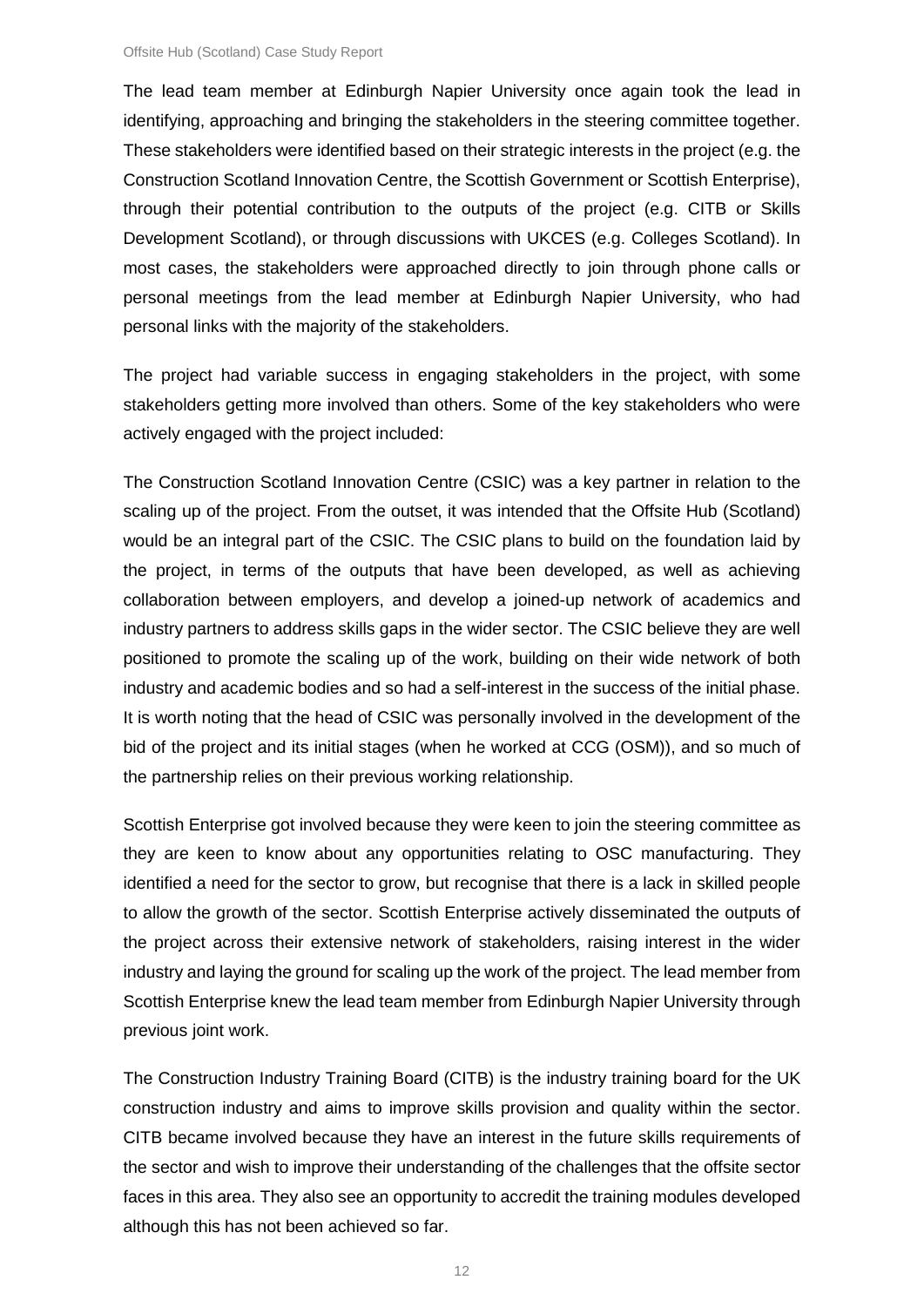The lead team member at Edinburgh Napier University once again took the lead in identifying, approaching and bringing the stakeholders in the steering committee together. These stakeholders were identified based on their strategic interests in the project (e.g. the Construction Scotland Innovation Centre, the Scottish Government or Scottish Enterprise), through their potential contribution to the outputs of the project (e.g. CITB or Skills Development Scotland), or through discussions with UKCES (e.g. Colleges Scotland). In most cases, the stakeholders were approached directly to join through phone calls or personal meetings from the lead member at Edinburgh Napier University, who had personal links with the majority of the stakeholders.

The project had variable success in engaging stakeholders in the project, with some stakeholders getting more involved than others. Some of the key stakeholders who were actively engaged with the project included:

The Construction Scotland Innovation Centre (CSIC) was a key partner in relation to the scaling up of the project. From the outset, it was intended that the Offsite Hub (Scotland) would be an integral part of the CSIC. The CSIC plans to build on the foundation laid by the project, in terms of the outputs that have been developed, as well as achieving collaboration between employers, and develop a joined-up network of academics and industry partners to address skills gaps in the wider sector. The CSIC believe they are well positioned to promote the scaling up of the work, building on their wide network of both industry and academic bodies and so had a self-interest in the success of the initial phase. It is worth noting that the head of CSIC was personally involved in the development of the bid of the project and its initial stages (when he worked at CCG (OSM)), and so much of the partnership relies on their previous working relationship.

Scottish Enterprise got involved because they were keen to join the steering committee as they are keen to know about any opportunities relating to OSC manufacturing. They identified a need for the sector to grow, but recognise that there is a lack in skilled people to allow the growth of the sector. Scottish Enterprise actively disseminated the outputs of the project across their extensive network of stakeholders, raising interest in the wider industry and laying the ground for scaling up the work of the project. The lead member from Scottish Enterprise knew the lead team member from Edinburgh Napier University through previous joint work.

The Construction Industry Training Board (CITB) is the industry training board for the UK construction industry and aims to improve skills provision and quality within the sector. CITB became involved because they have an interest in the future skills requirements of the sector and wish to improve their understanding of the challenges that the offsite sector faces in this area. They also see an opportunity to accredit the training modules developed although this has not been achieved so far.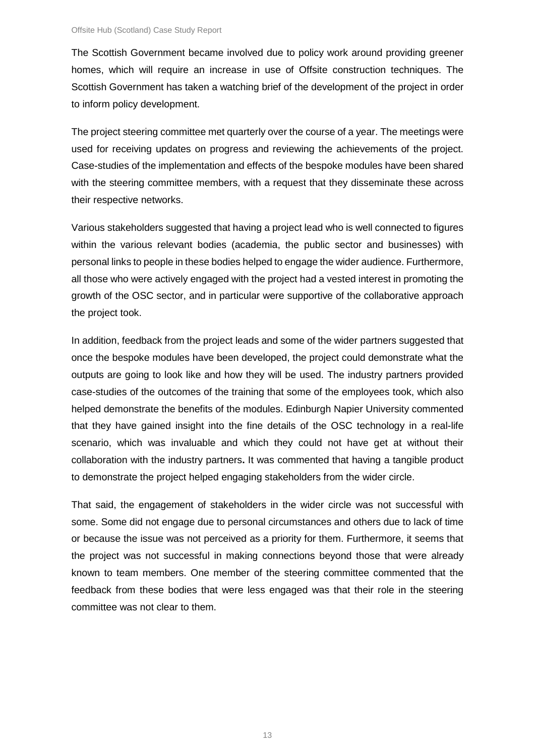The Scottish Government became involved due to policy work around providing greener homes, which will require an increase in use of Offsite construction techniques. The Scottish Government has taken a watching brief of the development of the project in order to inform policy development.

The project steering committee met quarterly over the course of a year. The meetings were used for receiving updates on progress and reviewing the achievements of the project. Case-studies of the implementation and effects of the bespoke modules have been shared with the steering committee members, with a request that they disseminate these across their respective networks.

Various stakeholders suggested that having a project lead who is well connected to figures within the various relevant bodies (academia, the public sector and businesses) with personal links to people in these bodies helped to engage the wider audience. Furthermore, all those who were actively engaged with the project had a vested interest in promoting the growth of the OSC sector, and in particular were supportive of the collaborative approach the project took.

In addition, feedback from the project leads and some of the wider partners suggested that once the bespoke modules have been developed, the project could demonstrate what the outputs are going to look like and how they will be used. The industry partners provided case-studies of the outcomes of the training that some of the employees took, which also helped demonstrate the benefits of the modules. Edinburgh Napier University commented that they have gained insight into the fine details of the OSC technology in a real-life scenario, which was invaluable and which they could not have get at without their collaboration with the industry partners**.** It was commented that having a tangible product to demonstrate the project helped engaging stakeholders from the wider circle.

That said, the engagement of stakeholders in the wider circle was not successful with some. Some did not engage due to personal circumstances and others due to lack of time or because the issue was not perceived as a priority for them. Furthermore, it seems that the project was not successful in making connections beyond those that were already known to team members. One member of the steering committee commented that the feedback from these bodies that were less engaged was that their role in the steering committee was not clear to them.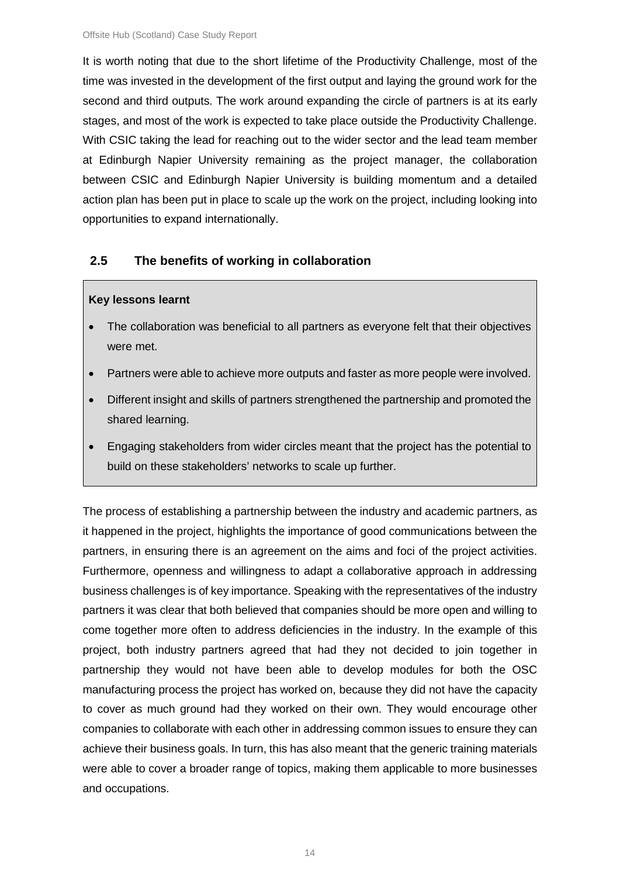It is worth noting that due to the short lifetime of the Productivity Challenge, most of the time was invested in the development of the first output and laying the ground work for the second and third outputs. The work around expanding the circle of partners is at its early stages, and most of the work is expected to take place outside the Productivity Challenge. With CSIC taking the lead for reaching out to the wider sector and the lead team member at Edinburgh Napier University remaining as the project manager, the collaboration between CSIC and Edinburgh Napier University is building momentum and a detailed action plan has been put in place to scale up the work on the project, including looking into opportunities to expand internationally.

## 2.5 The benefits of working in collaboration

**Key lessons learnt**

- The collaboration was beneficial to all partners as everyone felt that their objectives were met.
- Partners were able to achieve more outputs and faster as more people were involved.
- Different insight and skills of partners strengthened the partnership and promoted the shared learning.
- Engaging stakeholders from wider circles meant that the project has the potential to build on these stakeholders' networks to scale up further.

The process of establishing a partnership between the industry and academic partners, as it happened in the project, highlights the importance of good communications between the partners, in ensuring there is an agreement on the aims and foci of the project activities. Furthermore, openness and willingness to adapt a collaborative approach in addressing business challenges is of key importance. Speaking with the representatives of the industry partners it was clear that both believed that companies should be more open and willing to come together more often to address deficiencies in the industry. In the example of this project, both industry partners agreed that had they not decided to join together in partnership they would not have been able to develop modules for both the OSC manufacturing process the project has worked on, because they did not have the capacity to cover as much ground had they worked on their own. They would encourage other companies to collaborate with each other in addressing common issues to ensure they can achieve their business goals. In turn, this has also meant that the generic training materials were able to cover a broader range of topics, making them applicable to more businesses and occupations.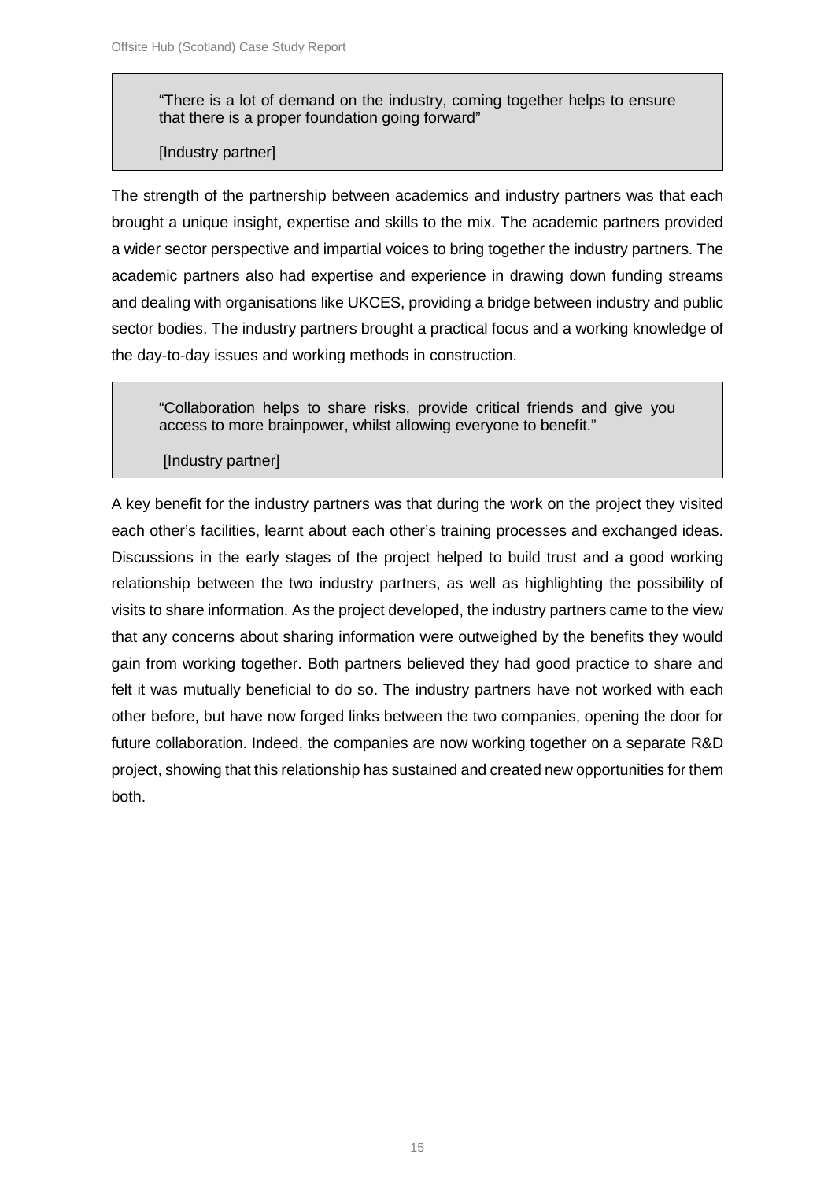> "There is a lot of demand on the industry, coming together helps to ensure that there is a proper foundation going forward"
>
> [Industry partner]

The strength of the partnership between academics and industry partners was that each brought a unique insight, expertise and skills to the mix. The academic partners provided a wider sector perspective and impartial voices to bring together the industry partners. The academic partners also had expertise and experience in drawing down funding streams and dealing with organisations like UKCES, providing a bridge between industry and public sector bodies. The industry partners brought a practical focus and a working knowledge of the day-to-day issues and working methods in construction.

> "Collaboration helps to share risks, provide critical friends and give you access to more brainpower, whilst allowing everyone to benefit."
>
> [Industry partner]

A key benefit for the industry partners was that during the work on the project they visited each other's facilities, learnt about each other's training processes and exchanged ideas. Discussions in the early stages of the project helped to build trust and a good working relationship between the two industry partners, as well as highlighting the possibility of visits to share information. As the project developed, the industry partners came to the view that any concerns about sharing information were outweighed by the benefits they would gain from working together. Both partners believed they had good practice to share and felt it was mutually beneficial to do so. The industry partners have not worked with each other before, but have now forged links between the two companies, opening the door for future collaboration. Indeed, the companies are now working together on a separate R&D project, showing that this relationship has sustained and created new opportunities for them both.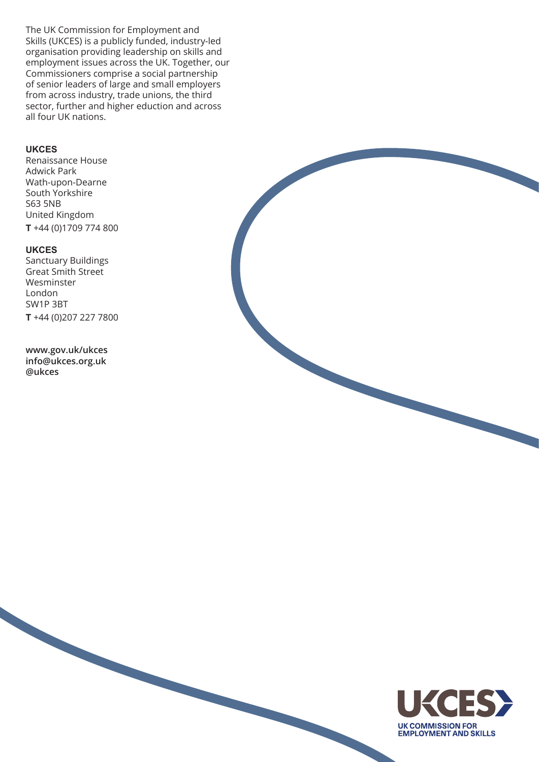The UK Commission for Employment and Skills (UKCES) is a publicly funded, industry-led organisation providing leadership on skills and employment issues across the UK. Together, our Commissioners comprise a social partnership of senior leaders of large and small employers from across industry, trade unions, the third sector, further and higher eduction and across all four UK nations.

**UKCES**
Renaissance House
Adwick Park
Wath-upon-Dearne
South Yorkshire
S63 5NB
United Kingdom
**T** +44 (0)1709 774 800

**UKCES**
Sanctuary Buildings
Great Smith Street
Wesminster
London
SW1P 3BT
**T** +44 (0)207 227 7800

**www.gov.uk/ukces**
**info@ukces.org.uk**
**@ukces**

UKCES
UK COMMISSION FOR EMPLOYMENT AND SKILLS